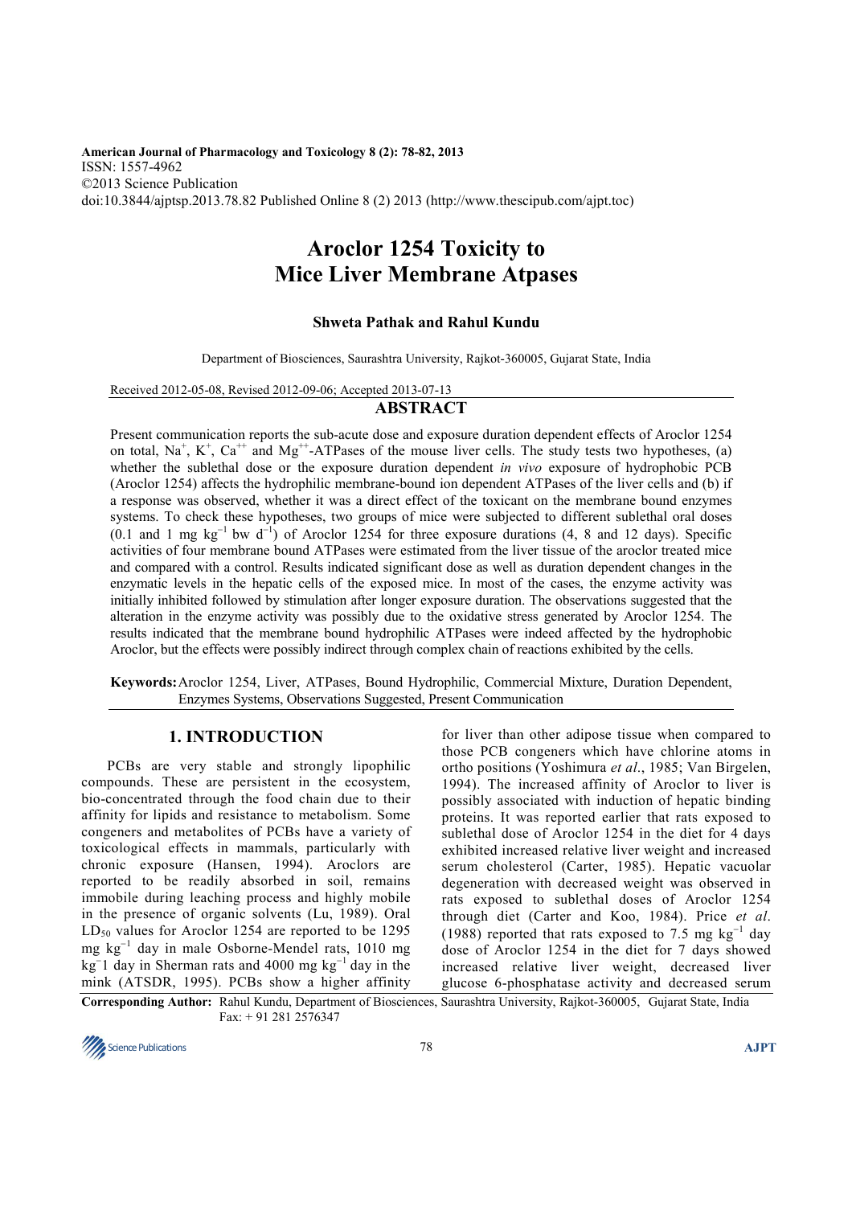American Journal of Pharmacology and Toxicology 8 (2): 78-82, 2013
ISSN: 1557-4962
©2013 Science Publication
doi:10.3844/ajptsp.2013.78.82 Published Online 8 (2) 2013 (http://www.thescipub.com/ajpt.toc)

# Aroclor 1254 Toxicity to Mice Liver Membrane Atpases

**Shweta Pathak and Rahul Kundu**

Department of Biosciences, Saurashtra University, Rajkot-360005, Gujarat State, India

Received 2012-05-08, Revised 2012-09-06; Accepted 2013-07-13

## ABSTRACT

Present communication reports the sub-acute dose and exposure duration dependent effects of Aroclor 1254 on total, $Na^{+}$, $K^{+}$, $Ca^{++}$ and $Mg^{++}$-ATPases of the mouse liver cells. The study tests two hypotheses, (a) whether the sublethal dose or the exposure duration dependent *in vivo* exposure of hydrophobic PCB (Aroclor 1254) affects the hydrophilic membrane-bound ion dependent ATPases of the liver cells and (b) if a response was observed, whether it was a direct effect of the toxicant on the membrane bound enzymes systems. To check these hypotheses, two groups of mice were subjected to different sublethal oral doses (0.1 and 1 mg $kg^{-1}$ bw $d^{-1}$) of Aroclor 1254 for three exposure durations (4, 8 and 12 days). Specific activities of four membrane bound ATPases were estimated from the liver tissue of the aroclor treated mice and compared with a control. Results indicated significant dose as well as duration dependent changes in the enzymatic levels in the hepatic cells of the exposed mice. In most of the cases, the enzyme activity was initially inhibited followed by stimulation after longer exposure duration. The observations suggested that the alteration in the enzyme activity was possibly due to the oxidative stress generated by Aroclor 1254. The results indicated that the membrane bound hydrophilic ATPases were indeed affected by the hydrophobic Aroclor, but the effects were possibly indirect through complex chain of reactions exhibited by the cells.

**Keywords:** Aroclor 1254, Liver, ATPases, Bound Hydrophilic, Commercial Mixture, Duration Dependent, Enzymes Systems, Observations Suggested, Present Communication

## 1. INTRODUCTION

PCBs are very stable and strongly lipophilic compounds. These are persistent in the ecosystem, bio-concentrated through the food chain due to their affinity for lipids and resistance to metabolism. Some congeners and metabolites of PCBs have a variety of toxicological effects in mammals, particularly with chronic exposure (Hansen, 1994). Aroclors are reported to be readily absorbed in soil, remains immobile during leaching process and highly mobile in the presence of organic solvents (Lu, 1989). Oral $LD_{50}$ values for Aroclor 1254 are reported to be 1295 mg $kg^{-1}$ day in male Osborne-Mendel rats, 1010 mg $kg^{-1}$ day in Sherman rats and 4000 mg $kg^{-1}$ day in the mink (ATSDR, 1995). PCBs show a higher affinity for liver than other adipose tissue when compared to those PCB congeners which have chlorine atoms in ortho positions (Yoshimura *et al*., 1985; Van Birgelen, 1994). The increased affinity of Aroclor to liver is possibly associated with induction of hepatic binding proteins. It was reported earlier that rats exposed to sublethal dose of Aroclor 1254 in the diet for 4 days exhibited increased relative liver weight and increased serum cholesterol (Carter, 1985). Hepatic vacuolar degeneration with decreased weight was observed in rats exposed to sublethal doses of Aroclor 1254 through diet (Carter and Koo, 1984). Price *et al*. (1988) reported that rats exposed to 7.5 mg $kg^{-1}$ day dose of Aroclor 1254 in the diet for 7 days showed increased relative liver weight, decreased liver glucose 6-phosphatase activity and decreased serum

**Corresponding Author:** Rahul Kundu, Department of Biosciences, Saurashtra University, Rajkot-360005, Gujarat State, India Fax: + 91 281 2576347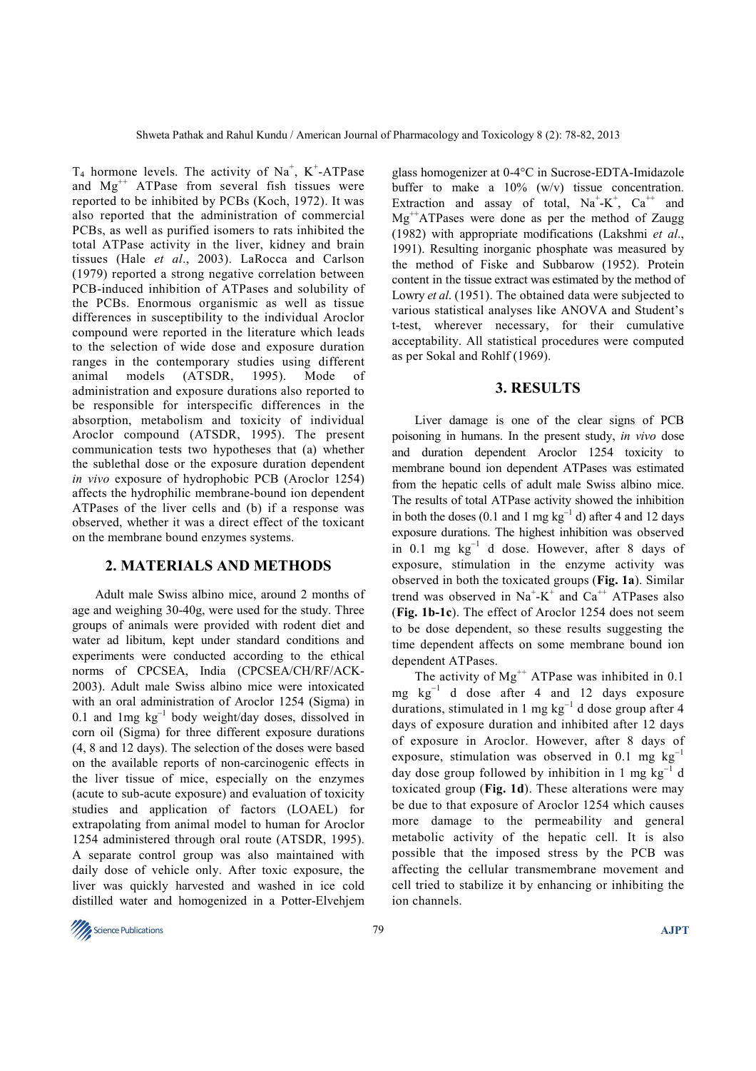$T_4$ hormone levels. The activity of $Na^+$, $K^+$-ATPase and $Mg^{++}$ ATPase from several fish tissues were reported to be inhibited by PCBs (Koch, 1972). It was also reported that the administration of commercial PCBs, as well as purified isomers to rats inhibited the total ATPase activity in the liver, kidney and brain tissues (Hale *et al*., 2003). LaRocca and Carlson (1979) reported a strong negative correlation between PCB-induced inhibition of ATPases and solubility of the PCBs. Enormous organismic as well as tissue differences in susceptibility to the individual Aroclor compound were reported in the literature which leads to the selection of wide dose and exposure duration ranges in the contemporary studies using different animal models (ATSDR, 1995). Mode of administration and exposure durations also reported to be responsible for interspecific differences in the absorption, metabolism and toxicity of individual Aroclor compound (ATSDR, 1995). The present communication tests two hypotheses that (a) whether the sublethal dose or the exposure duration dependent *in vivo* exposure of hydrophobic PCB (Aroclor 1254) affects the hydrophilic membrane-bound ion dependent ATPases of the liver cells and (b) if a response was observed, whether it was a direct effect of the toxicant on the membrane bound enzymes systems.

## 2. MATERIALS AND METHODS

Adult male Swiss albino mice, around 2 months of age and weighing 30-40g, were used for the study. Three groups of animals were provided with rodent diet and water ad libitum, kept under standard conditions and experiments were conducted according to the ethical norms of CPCSEA, India (CPCSEA/CH/RF/ACK-2003). Adult male Swiss albino mice were intoxicated with an oral administration of Aroclor 1254 (Sigma) in 0.1 and 1mg $kg^{-1}$ body weight/day doses, dissolved in corn oil (Sigma) for three different exposure durations (4, 8 and 12 days). The selection of the doses were based on the available reports of non-carcinogenic effects in the liver tissue of mice, especially on the enzymes (acute to sub-acute exposure) and evaluation of toxicity studies and application of factors (LOAEL) for extrapolating from animal model to human for Aroclor 1254 administered through oral route (ATSDR, 1995). A separate control group was also maintained with daily dose of vehicle only. After toxic exposure, the liver was quickly harvested and washed in ice cold distilled water and homogenized in a Potter-Elvehjem glass homogenizer at 0-4°C in Sucrose-EDTA-Imidazole buffer to make a 10% (w/v) tissue concentration. Extraction and assay of total, $Na^+$-$K^+$, $Ca^{++}$ and $Mg^{++}$ATPases were done as per the method of Zaugg (1982) with appropriate modifications (Lakshmi *et al*., 1991). Resulting inorganic phosphate was measured by the method of Fiske and Subbarow (1952). Protein content in the tissue extract was estimated by the method of Lowry *et al*. (1951). The obtained data were subjected to various statistical analyses like ANOVA and Student's t-test, wherever necessary, for their cumulative acceptability. All statistical procedures were computed as per Sokal and Rohlf (1969).

## 3. RESULTS

Liver damage is one of the clear signs of PCB poisoning in humans. In the present study, *in vivo* dose and duration dependent Aroclor 1254 toxicity to membrane bound ion dependent ATPases was estimated from the hepatic cells of adult male Swiss albino mice. The results of total ATPase activity showed the inhibition in both the doses (0.1 and 1 mg $kg^{-1}$ d) after 4 and 12 days exposure durations. The highest inhibition was observed in 0.1 mg $kg^{-1}$ d dose. However, after 8 days of exposure, stimulation in the enzyme activity was observed in both the toxicated groups (**Fig. 1a**). Similar trend was observed in $Na^+$-$K^+$ and $Ca^{++}$ ATPases also (**Fig. 1b-1c**). The effect of Aroclor 1254 does not seem to be dose dependent, so these results suggesting the time dependent effects on some membrane bound ion dependent ATPases.

The activity of $Mg^{++}$ ATPase was inhibited in 0.1 mg $kg^{-1}$ d dose after 4 and 12 days exposure durations, stimulated in 1 mg $kg^{-1}$ d dose group after 4 days of exposure duration and inhibited after 12 days of exposure in Aroclor. However, after 8 days of exposure, stimulation was observed in 0.1 mg $kg^{-1}$ day dose group followed by inhibition in 1 mg $kg^{-1}$ d toxicated group (**Fig. 1d**). These alterations were may be due to that exposure of Aroclor 1254 which causes more damage to the permeability and general metabolic activity of the hepatic cell. It is also possible that the imposed stress by the PCB was affecting the cellular transmembrane movement and cell tried to stabilize it by enhancing or inhibiting the ion channels.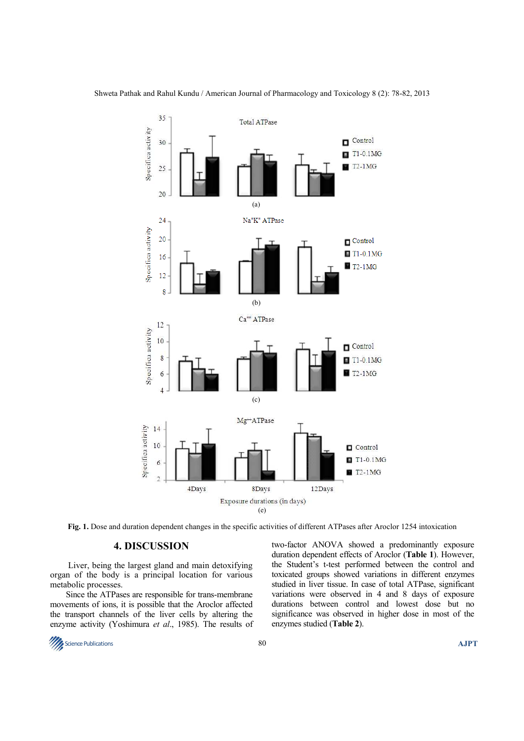Fig. 1. Dose and duration dependent changes in the specific activities of different ATPases after Aroclor 1254 intoxication

## 4. DISCUSSION

Liver, being the largest gland and main detoxifying organ of the body is a principal location for various metabolic processes.

Since the ATPases are responsible for trans-membrane movements of ions, it is possible that the Aroclor affected the transport channels of the liver cells by altering the enzyme activity (Yoshimura *et al*., 1985). The results of two-factor ANOVA showed a predominantly exposure duration dependent effects of Aroclor (**Table 1**). However, the Student's t-test performed between the control and toxicated groups showed variations in different enzymes studied in liver tissue. In case of total ATPase, significant variations were observed in 4 and 8 days of exposure durations between control and lowest dose but no significance was observed in higher dose in most of the enzymes studied (**Table 2**).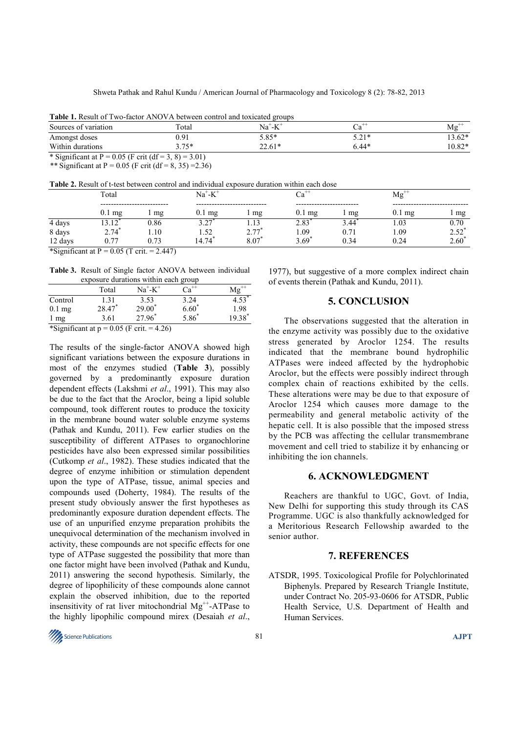**Table 1.** Result of Two-factor ANOVA between control and toxicated groups

| Sources of variation | Total | $Na^+$-$K^+$ | $Ca^{++}$ | $Mg^{++}$ |
|---|---|---|---|---|
| Amongst doses | 0.91 | 5.85* | 5.21* | 13.62* |
| Within durations | 3.75* | 22.61* | 6.44* | 10.82* |

\* Significant at P = 0.05 (F crit (df = 3, 8) = 3.01)

\*\* Significant at P = 0.05 (F crit (df = 8, 35) =2.36)

**Table 2.** Result of t-test between control and individual exposure duration within each dose

| | Total | | $Na^+$-$K^+$ | | $Ca^{++}$ | | $Mg^{++}$ | |
|---|---|---|---|---|---|---|---|---|
| | 0.1 mg | 1 mg | 0.1 mg | 1 mg | 0.1 mg | 1 mg | 0.1 mg | 1 mg |
| 4 days | 13.12* | 0.86 | 3.27* | 1.13 | 2.83* | 3.44* | 1.03 | 0.70 |
| 8 days | 2.74* | 1.10 | 1.52 | 2.77* | 1.09 | 0.71 | 1.09 | 2.52* |
| 12 days | 0.77 | 0.73 | 14.74* | 8.07* | 3.69* | 0.34 | 0.24 | 2.60* |

\*Significant at P = 0.05 (T crit. = 2.447)

**Table 3.** Result of Single factor ANOVA between individual exposure durations within each group

| | Total | $Na^+$-$K^+$ | $Ca^{++}$ | $Mg^{++}$ |
|---|---|---|---|---|
| Control | 1.31 | 3.53 | 3.24 | 4.53* |
| 0.1 mg | 28.47* | 29.00* | 6.60* | 1.98 |
| 1 mg | 3.61 | 27.96* | 5.86* | 19.38* |

\*Significant at p = 0.05 (F crit. = 4.26)

The results of the single-factor ANOVA showed high significant variations between the exposure durations in most of the enzymes studied (**Table 3**), possibly governed by a predominantly exposure duration dependent effects (Lakshmi *et al*., 1991). This may also be due to the fact that the Aroclor, being a lipid soluble compound, took different routes to produce the toxicity in the membrane bound water soluble enzyme systems (Pathak and Kundu, 2011). Few earlier studies on the susceptibility of different ATPases to organochlorine pesticides have also been expressed similar possibilities (Cutkomp *et al*., 1982). These studies indicated that the degree of enzyme inhibition or stimulation dependent upon the type of ATPase, tissue, animal species and compounds used (Doherty, 1984). The results of the present study obviously answer the first hypotheses as predominantly exposure duration dependent effects. The use of an unpurified enzyme preparation prohibits the unequivocal determination of the mechanism involved in activity, these compounds are not specific effects for one type of ATPase suggested the possibility that more than one factor might have been involved (Pathak and Kundu, 2011) answering the second hypothesis. Similarly, the degree of lipophilicity of these compounds alone cannot explain the observed inhibition, due to the reported insensitivity of rat liver mitochondrial $Mg^{++}$-ATPase to the highly lipophilic compound mirex (Desaiah *et al*., 1977), but suggestive of a more complex indirect chain of events therein (Pathak and Kundu, 2011).

## 5. CONCLUSION

The observations suggested that the alteration in the enzyme activity was possibly due to the oxidative stress generated by Aroclor 1254. The results indicated that the membrane bound hydrophilic ATPases were indeed affected by the hydrophobic Aroclor, but the effects were possibly indirect through complex chain of reactions exhibited by the cells. These alterations were may be due to that exposure of Aroclor 1254 which causes more damage to the permeability and general metabolic activity of the hepatic cell. It is also possible that the imposed stress by the PCB was affecting the cellular transmembrane movement and cell tried to stabilize it by enhancing or inhibiting the ion channels.

## 6. ACKNOWLEDGMENT

Reachers are thankful to UGC, Govt. of India, New Delhi for supporting this study through its CAS Programme. UGC is also thankfully acknowledged for a Meritorious Research Fellowship awarded to the senior author.

## 7. REFERENCES

ATSDR, 1995. Toxicological Profile for Polychlorinated Biphenyls. Prepared by Research Triangle Institute, under Contract No. 205-93-0606 for ATSDR, Public Health Service, U.S. Department of Health and Human Services.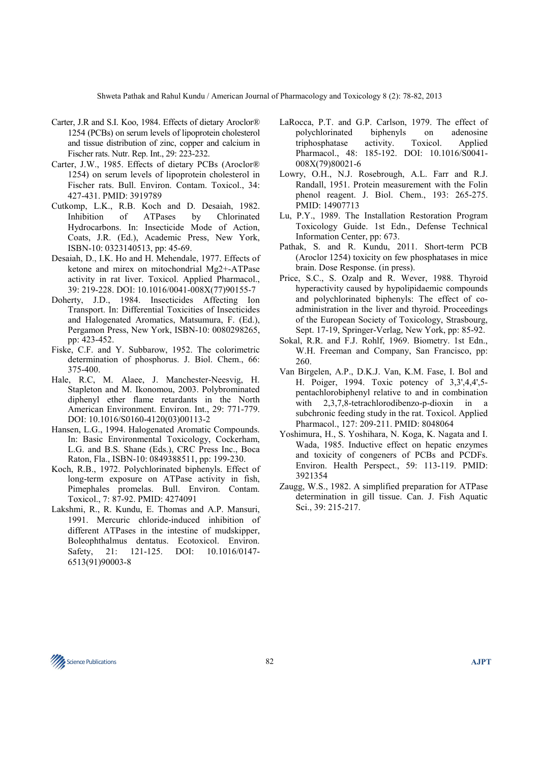Carter, J.R and S.I. Koo, 1984. Effects of dietary Aroclor® 1254 (PCBs) on serum levels of lipoprotein cholesterol and tissue distribution of zinc, copper and calcium in Fischer rats. Nutr. Rep. Int., 29: 223-232.

Carter, J.W., 1985. Effects of dietary PCBs (Aroclor® 1254) on serum levels of lipoprotein cholesterol in Fischer rats. Bull. Environ. Contam. Toxicol., 34: 427-431. PMID: 3919789

Cutkomp, L.K., R.B. Koch and D. Desaiah, 1982. Inhibition of ATPases by Chlorinated Hydrocarbons. In: Insecticide Mode of Action, Coats, J.R. (Ed.), Academic Press, New York, ISBN-10: 0323140513, pp: 45-69.

Desaiah, D., I.K. Ho and H. Mehendale, 1977. Effects of ketone and mirex on mitochondrial Mg2+-ATPase activity in rat liver. Toxicol. Applied Pharmacol., 39: 219-228. DOI: 10.1016/0041-008X(77)90155-7

Doherty, J.D., 1984. Insecticides Affecting Ion Transport. In: Differential Toxicities of Insecticides and Halogenated Aromatics, Matsumura, F. (Ed.), Pergamon Press, New York, ISBN-10: 0080298265, pp: 423-452.

Fiske, C.F. and Y. Subbarow, 1952. The colorimetric determination of phosphorus. J. Biol. Chem., 66: 375-400.

Hale, R.C, M. Alaee, J. Manchester-Neesvig, H. Stapleton and M. Ikonomou, 2003. Polybrominated diphenyl ether flame retardants in the North American Environment. Environ. Int., 29: 771-779. DOI: 10.1016/S0160-4120(03)00113-2

Hansen, L.G., 1994. Halogenated Aromatic Compounds. In: Basic Environmental Toxicology, Cockerham, L.G. and B.S. Shane (Eds.), CRC Press Inc., Boca Raton, Fla., ISBN-10: 0849388511, pp: 199-230.

Koch, R.B., 1972. Polychlorinated biphenyls. Effect of long-term exposure on ATPase activity in fish, Pimephales promelas. Bull. Environ. Contam. Toxicol., 7: 87-92. PMID: 4274091

Lakshmi, R., R. Kundu, E. Thomas and A.P. Mansuri, 1991. Mercuric chloride-induced inhibition of different ATPases in the intestine of mudskipper, Boleophthalmus dentatus. Ecotoxicol. Environ. Safety, 21: 121-125. DOI: 10.1016/0147-6513(91)90003-8

LaRocca, P.T. and G.P. Carlson, 1979. The effect of polychlorinated biphenyls on adenosine triphosphatase activity. Toxicol. Applied Pharmacol., 48: 185-192. DOI: 10.1016/S0041-008X(79)80021-6

Lowry, O.H., N.J. Rosebrough, A.L. Farr and R.J. Randall, 1951. Protein measurement with the Folin phenol reagent. J. Biol. Chem., 193: 265-275. PMID: 14907713

Lu, P.Y., 1989. The Installation Restoration Program Toxicology Guide. 1st Edn., Defense Technical Information Center, pp: 673.

Pathak, S. and R. Kundu, 2011. Short-term PCB (Aroclor 1254) toxicity on few phosphatases in mice brain. Dose Response. (in press).

Price, S.C., S. Ozalp and R. Wever, 1988. Thyroid hyperactivity caused by hypolipidaemic compounds and polychlorinated biphenyls: The effect of co-administration in the liver and thyroid. Proceedings of the European Society of Toxicology, Strasbourg, Sept. 17-19, Springer-Verlag, New York, pp: 85-92.

Sokal, R.R. and F.J. Rohlf, 1969. Biometry. 1st Edn., W.H. Freeman and Company, San Francisco, pp: 260.

Van Birgelen, A.P., D.K.J. Van, K.M. Fase, I. Bol and H. Poiger, 1994. Toxic potency of 3,3',4,4',5-pentachlorobiphenyl relative to and in combination with 2,3,7,8-tetrachlorodibenzo-p-dioxin in a subchronic feeding study in the rat. Toxicol. Applied Pharmacol., 127: 209-211. PMID: 8048064

Yoshimura, H., S. Yoshihara, N. Koga, K. Nagata and I. Wada, 1985. Inductive effect on hepatic enzymes and toxicity of congeners of PCBs and PCDFs. Environ. Health Perspect., 59: 113-119. PMID: 3921354

Zaugg, W.S., 1982. A simplified preparation for ATPase determination in gill tissue. Can. J. Fish Aquatic Sci., 39: 215-217.